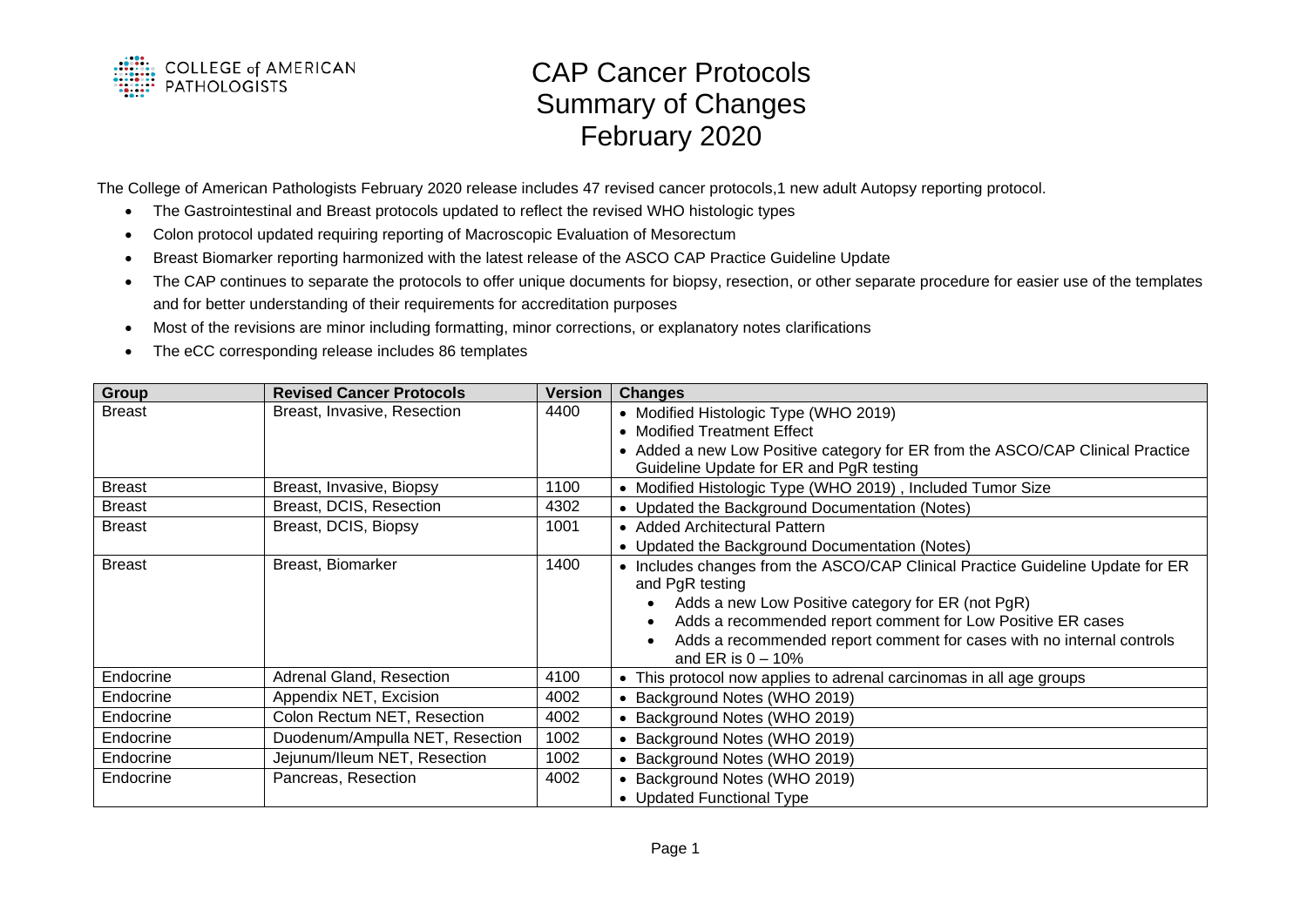# CAP Cancer Protocols Summary of Changes February 2020

The College of American Pathologists February 2020 release includes 47 revised cancer protocols,1 new adult Autopsy reporting protocol.

- The Gastrointestinal and Breast protocols updated to reflect the revised WHO histologic types
- Colon protocol updated requiring reporting of Macroscopic Evaluation of Mesorectum
- Breast Biomarker reporting harmonized with the latest release of the ASCO CAP Practice Guideline Update
- The CAP continues to separate the protocols to offer unique documents for biopsy, resection, or other separate procedure for easier use of the templates and for better understanding of their requirements for accreditation purposes
- Most of the revisions are minor including formatting, minor corrections, or explanatory notes clarifications
- The eCC corresponding release includes 86 templates

| Group | Revised Cancer Protocols | Version | Changes |
| --- | --- | --- | --- |
| Breast | Breast, Invasive, Resection | 4400 | • Modified Histologic Type (WHO 2019)<br>• Modified Treatment Effect<br>• Added a new Low Positive category for ER from the ASCO/CAP Clinical Practice Guideline Update for ER and PgR testing |
| Breast | Breast, Invasive, Biopsy | 1100 | • Modified Histologic Type (WHO 2019) , Included Tumor Size |
| Breast | Breast, DCIS, Resection | 4302 | • Updated the Background Documentation (Notes) |
| Breast | Breast, DCIS, Biopsy | 1001 | • Added Architectural Pattern<br>• Updated the Background Documentation (Notes) |
| Breast | Breast, Biomarker | 1400 | • Includes changes from the ASCO/CAP Clinical Practice Guideline Update for ER and PgR testing<br>  • Adds a new Low Positive category for ER (not PgR)<br>  • Adds a recommended report comment for Low Positive ER cases<br>  • Adds a recommended report comment for cases with no internal controls and ER is 0 – 10% |
| Endocrine | Adrenal Gland, Resection | 4100 | • This protocol now applies to adrenal carcinomas in all age groups |
| Endocrine | Appendix NET, Excision | 4002 | • Background Notes (WHO 2019) |
| Endocrine | Colon Rectum NET, Resection | 4002 | • Background Notes (WHO 2019) |
| Endocrine | Duodenum/Ampulla NET, Resection | 1002 | • Background Notes (WHO 2019) |
| Endocrine | Jejunum/Ileum NET, Resection | 1002 | • Background Notes (WHO 2019) |
| Endocrine | Pancreas, Resection | 4002 | • Background Notes (WHO 2019)<br>• Updated Functional Type |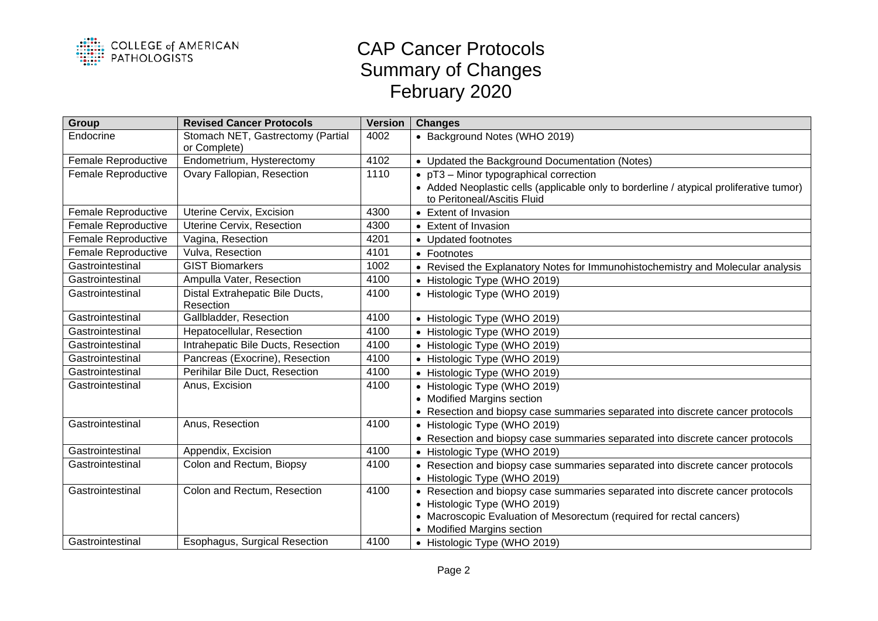# CAP Cancer Protocols Summary of Changes February 2020

| Group | Revised Cancer Protocols | Version | Changes |
|---|---|---|---|
| Endocrine | Stomach NET, Gastrectomy (Partial or Complete) | 4002 | • Background Notes (WHO 2019) |
| Female Reproductive | Endometrium, Hysterectomy | 4102 | • Updated the Background Documentation (Notes) |
| Female Reproductive | Ovary Fallopian, Resection | 1110 | • pT3 – Minor typographical correction<br>• Added Neoplastic cells (applicable only to borderline / atypical proliferative tumor) to Peritoneal/Ascitis Fluid |
| Female Reproductive | Uterine Cervix, Excision | 4300 | • Extent of Invasion |
| Female Reproductive | Uterine Cervix, Resection | 4300 | • Extent of Invasion |
| Female Reproductive | Vagina, Resection | 4201 | • Updated footnotes |
| Female Reproductive | Vulva, Resection | 4101 | • Footnotes |
| Gastrointestinal | GIST Biomarkers | 1002 | • Revised the Explanatory Notes for Immunohistochemistry and Molecular analysis |
| Gastrointestinal | Ampulla Vater, Resection | 4100 | • Histologic Type (WHO 2019) |
| Gastrointestinal | Distal Extrahepatic Bile Ducts, Resection | 4100 | • Histologic Type (WHO 2019) |
| Gastrointestinal | Gallbladder, Resection | 4100 | • Histologic Type (WHO 2019) |
| Gastrointestinal | Hepatocellular, Resection | 4100 | • Histologic Type (WHO 2019) |
| Gastrointestinal | Intrahepatic Bile Ducts, Resection | 4100 | • Histologic Type (WHO 2019) |
| Gastrointestinal | Pancreas (Exocrine), Resection | 4100 | • Histologic Type (WHO 2019) |
| Gastrointestinal | Perihilar Bile Duct, Resection | 4100 | • Histologic Type (WHO 2019) |
| Gastrointestinal | Anus, Excision | 4100 | • Histologic Type (WHO 2019)<br>• Modified Margins section<br>• Resection and biopsy case summaries separated into discrete cancer protocols |
| Gastrointestinal | Anus, Resection | 4100 | • Histologic Type (WHO 2019)<br>• Resection and biopsy case summaries separated into discrete cancer protocols |
| Gastrointestinal | Appendix, Excision | 4100 | • Histologic Type (WHO 2019) |
| Gastrointestinal | Colon and Rectum, Biopsy | 4100 | • Resection and biopsy case summaries separated into discrete cancer protocols<br>• Histologic Type (WHO 2019) |
| Gastrointestinal | Colon and Rectum, Resection | 4100 | • Resection and biopsy case summaries separated into discrete cancer protocols<br>• Histologic Type (WHO 2019)<br>• Macroscopic Evaluation of Mesorectum (required for rectal cancers)<br>• Modified Margins section |
| Gastrointestinal | Esophagus, Surgical Resection | 4100 | • Histologic Type (WHO 2019) |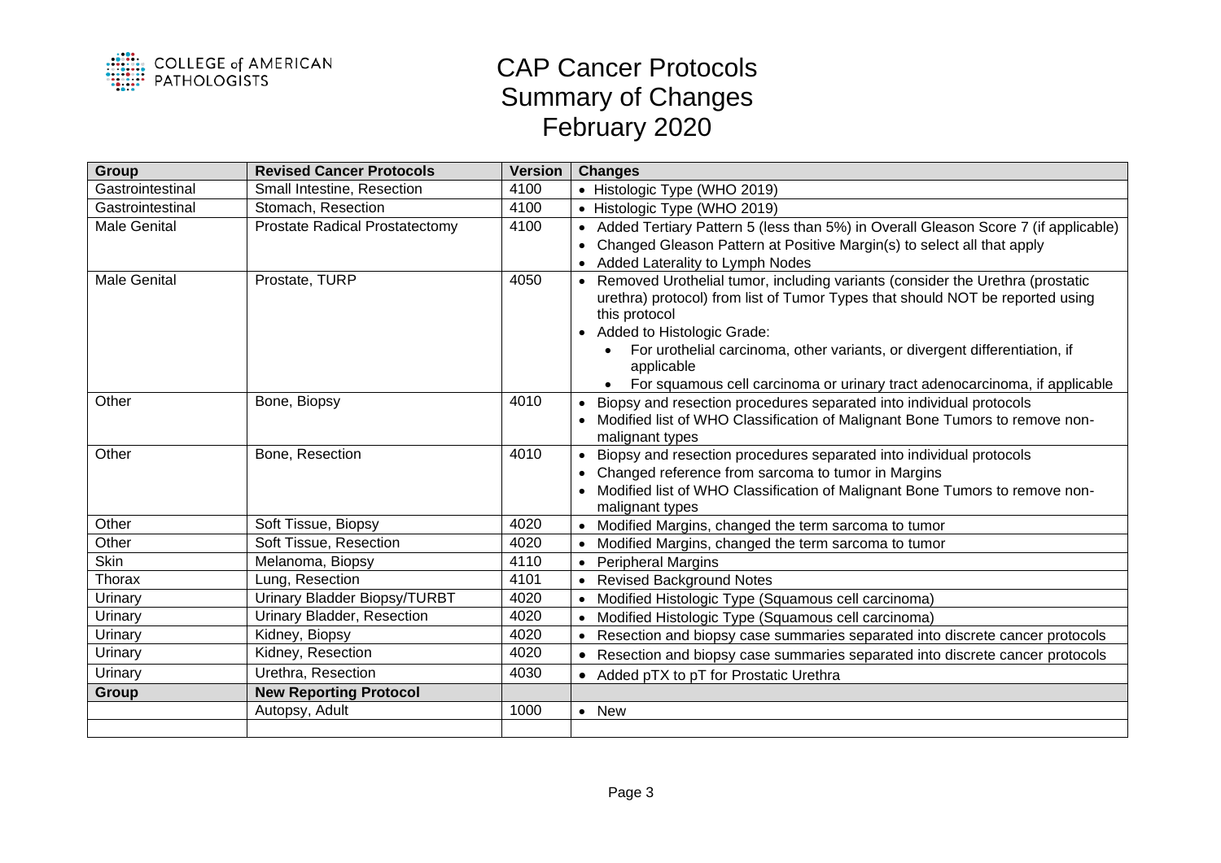# CAP Cancer Protocols Summary of Changes February 2020

| Group | Revised Cancer Protocols | Version | Changes |
|---|---|---|---|
| Gastrointestinal | Small Intestine, Resection | 4100 | • Histologic Type (WHO 2019) |
| Gastrointestinal | Stomach, Resection | 4100 | • Histologic Type (WHO 2019) |
| Male Genital | Prostate Radical Prostatectomy | 4100 | • Added Tertiary Pattern 5 (less than 5%) in Overall Gleason Score 7 (if applicable)<br>• Changed Gleason Pattern at Positive Margin(s) to select all that apply<br>• Added Laterality to Lymph Nodes |
| Male Genital | Prostate, TURP | 4050 | • Removed Urothelial tumor, including variants (consider the Urethra (prostatic urethra) protocol) from list of Tumor Types that should NOT be reported using this protocol<br>• Added to Histologic Grade:<br>&nbsp;&nbsp;• For urothelial carcinoma, other variants, or divergent differentiation, if applicable<br>&nbsp;&nbsp;• For squamous cell carcinoma or urinary tract adenocarcinoma, if applicable |
| Other | Bone, Biopsy | 4010 | • Biopsy and resection procedures separated into individual protocols<br>• Modified list of WHO Classification of Malignant Bone Tumors to remove non-malignant types |
| Other | Bone, Resection | 4010 | • Biopsy and resection procedures separated into individual protocols<br>• Changed reference from sarcoma to tumor in Margins<br>• Modified list of WHO Classification of Malignant Bone Tumors to remove non-malignant types |
| Other | Soft Tissue, Biopsy | 4020 | • Modified Margins, changed the term sarcoma to tumor |
| Other | Soft Tissue, Resection | 4020 | • Modified Margins, changed the term sarcoma to tumor |
| Skin | Melanoma, Biopsy | 4110 | • Peripheral Margins |
| Thorax | Lung, Resection | 4101 | • Revised Background Notes |
| Urinary | Urinary Bladder Biopsy/TURBT | 4020 | • Modified Histologic Type (Squamous cell carcinoma) |
| Urinary | Urinary Bladder, Resection | 4020 | • Modified Histologic Type (Squamous cell carcinoma) |
| Urinary | Kidney, Biopsy | 4020 | • Resection and biopsy case summaries separated into discrete cancer protocols |
| Urinary | Kidney, Resection | 4020 | • Resection and biopsy case summaries separated into discrete cancer protocols |
| Urinary | Urethra, Resection | 4030 | • Added pTX to pT for Prostatic Urethra |
| **Group** | **New Reporting Protocol** | | |
| | Autopsy, Adult | 1000 | • New |
| | | | |